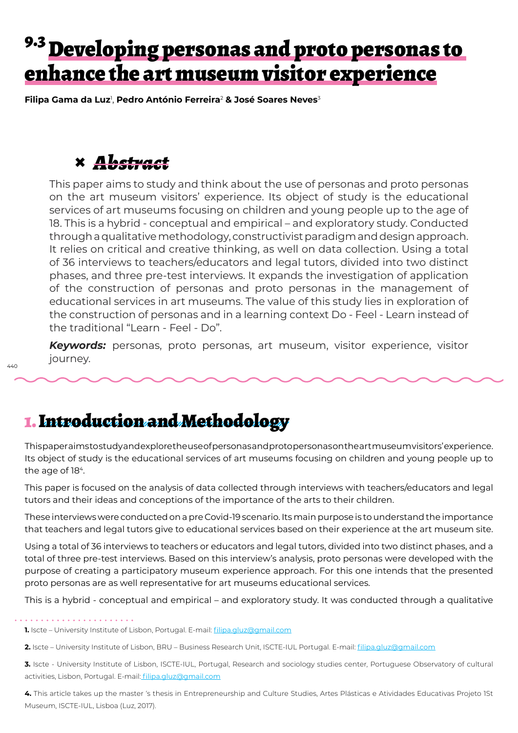# 9.3 Developing personas and proto personas to enhance the art museum visitor experience

**Filipa Gama da Luz**[1], **Pedro António Ferreira**[2] **& José Soares Neves**[3]

## Abstract

This paper aims to study and think about the use of personas and proto personas on the art museum visitors' experience. Its object of study is the educational services of art museums focusing on children and young people up to the age of 18. This is a hybrid - conceptual and empirical – and exploratory study. Conducted through a qualitative methodology, constructivist paradigm and design approach. It relies on critical and creative thinking, as well as on data collection. Using a total of 36 interviews to teachers/educators and legal tutors, divided into two distinct phases, and three pre-test interviews. It expands the investigation of application of the construction of personas and proto personas in the management of educational services in art museums. The value of this study lies in exploration of the construction of personas and in a learning context Do - Feel - Learn instead of the traditional "Learn - Feel - Do".

***Keywords:*** personas, proto personas, art museum, visitor experience, visitor journey.

## 1. Introduction and Methodology

This paper aims to study and explore the use of personas and proto personas on the art museum visitors' experience. Its object of study is the educational services of art museums focusing on children and young people up to the age of 18[4].

This paper is focused on the analysis of data collected through interviews with teachers/educators and legal tutors and their ideas and conceptions of the importance of the arts to their children.

These interviews were conducted on a pre Covid-19 scenario. Its main purpose is to understand the importance that teachers and legal tutors give to educational services based on their experience at the art museum site.

Using a total of 36 interviews to teachers or educators and legal tutors, divided into two distinct phases, and a total of three pre-test interviews. Based on this interview's analysis, proto personas were developed with the purpose of creating a participatory museum experience approach. For this one intends that the presented proto personas are as well representative for art museums educational services.

This is a hybrid - conceptual and empirical – and exploratory study. It was conducted through a qualitative

---

**1.** Iscte – University Institute of Lisbon, Portugal. E-mail: filipa.gluz@gmail.com

**2.** Iscte – University Institute of Lisbon, BRU – Business Research Unit, ISCTE-IUL Portugal. E-mail: filipa.gluz@gmail.com

**3.** Iscte - University Institute of Lisbon, ISCTE-IUL, Portugal, Research and sociology studies center, Portuguese Observatory of cultural activities, Lisbon, Portugal. E-mail: filipa.gluz@gmail.com

**4.** This article takes up the master 's thesis in Entrepreneurship and Culture Studies, Artes Plásticas e Atividades Educativas Projeto 1St Museum, ISCTE-IUL, Lisboa (Luz, 2017).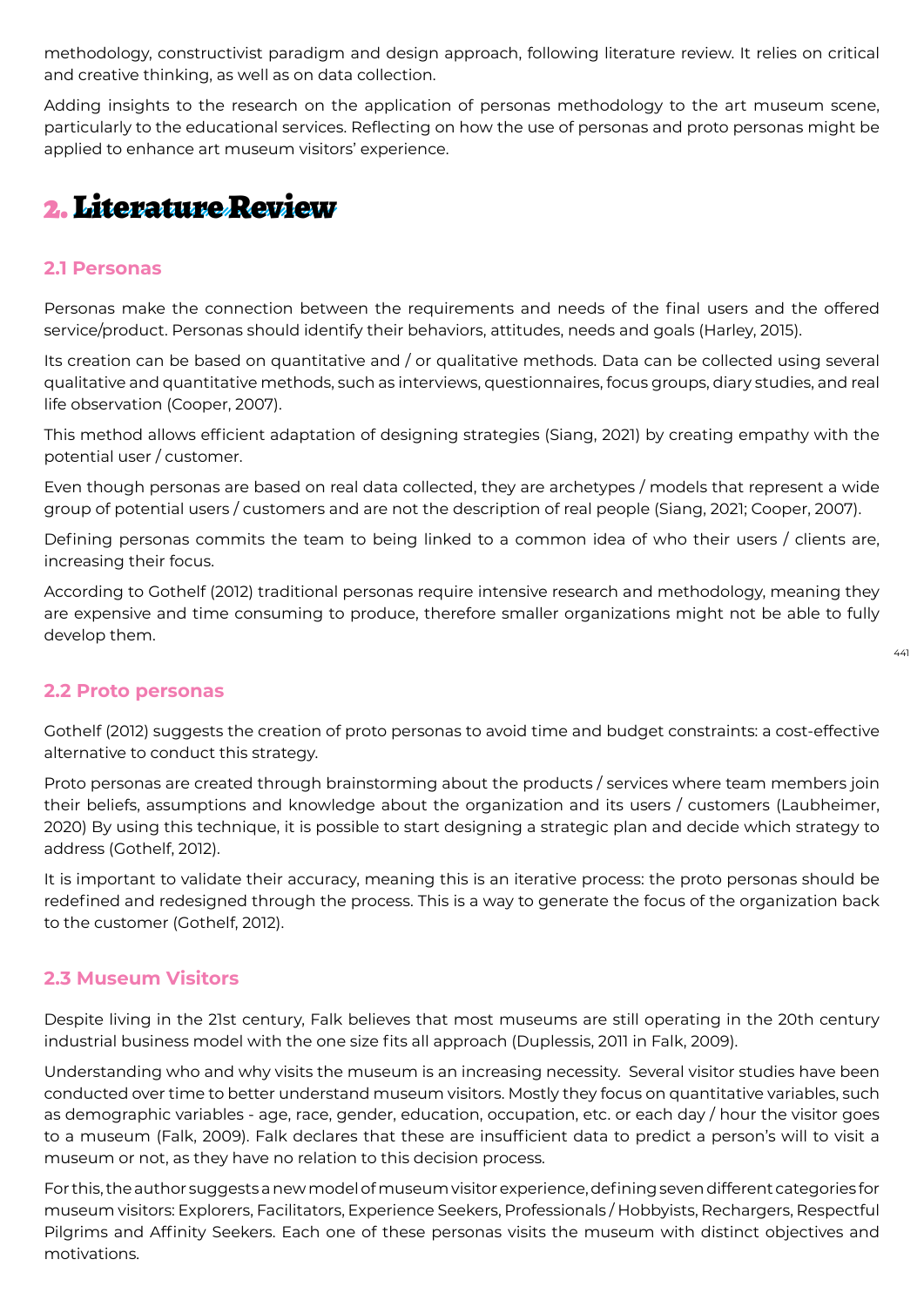methodology, constructivist paradigm and design approach, following literature review. It relies on critical and creative thinking, as well as on data collection.

Adding insights to the research on the application of personas methodology to the art museum scene, particularly to the educational services. Reflecting on how the use of personas and proto personas might be applied to enhance art museum visitors' experience.

# 2. Literature Review

## 2.1 Personas

Personas make the connection between the requirements and needs of the final users and the offered service/product. Personas should identify their behaviors, attitudes, needs and goals (Harley, 2015).

Its creation can be based on quantitative and / or qualitative methods. Data can be collected using several qualitative and quantitative methods, such as interviews, questionnaires, focus groups, diary studies, and real life observation (Cooper, 2007).

This method allows efficient adaptation of designing strategies (Siang, 2021) by creating empathy with the potential user / customer.

Even though personas are based on real data collected, they are archetypes / models that represent a wide group of potential users / customers and are not the description of real people (Siang, 2021; Cooper, 2007).

Defining personas commits the team to being linked to a common idea of who their users / clients are, increasing their focus.

According to Gothelf (2012) traditional personas require intensive research and methodology, meaning they are expensive and time consuming to produce, therefore smaller organizations might not be able to fully develop them.

## 2.2 Proto personas

Gothelf (2012) suggests the creation of proto personas to avoid time and budget constraints: a cost-effective alternative to conduct this strategy.

Proto personas are created through brainstorming about the products / services where team members join their beliefs, assumptions and knowledge about the organization and its users / customers (Laubheimer, 2020) By using this technique, it is possible to start designing a strategic plan and decide which strategy to address (Gothelf, 2012).

It is important to validate their accuracy, meaning this is an iterative process: the proto personas should be redefined and redesigned through the process. This is a way to generate the focus of the organization back to the customer (Gothelf, 2012).

## 2.3 Museum Visitors

Despite living in the 21st century, Falk believes that most museums are still operating in the 20th century industrial business model with the one size fits all approach (Duplessis, 2011 in Falk, 2009).

Understanding who and why visits the museum is an increasing necessity. Several visitor studies have been conducted over time to better understand museum visitors. Mostly they focus on quantitative variables, such as demographic variables - age, race, gender, education, occupation, etc. or each day / hour the visitor goes to a museum (Falk, 2009). Falk declares that these are insufficient data to predict a person's will to visit a museum or not, as they have no relation to this decision process.

For this, the author suggests a new model of museum visitor experience, defining seven different categories for museum visitors: Explorers, Facilitators, Experience Seekers, Professionals / Hobbyists, Rechargers, Respectful Pilgrims and Affinity Seekers. Each one of these personas visits the museum with distinct objectives and motivations.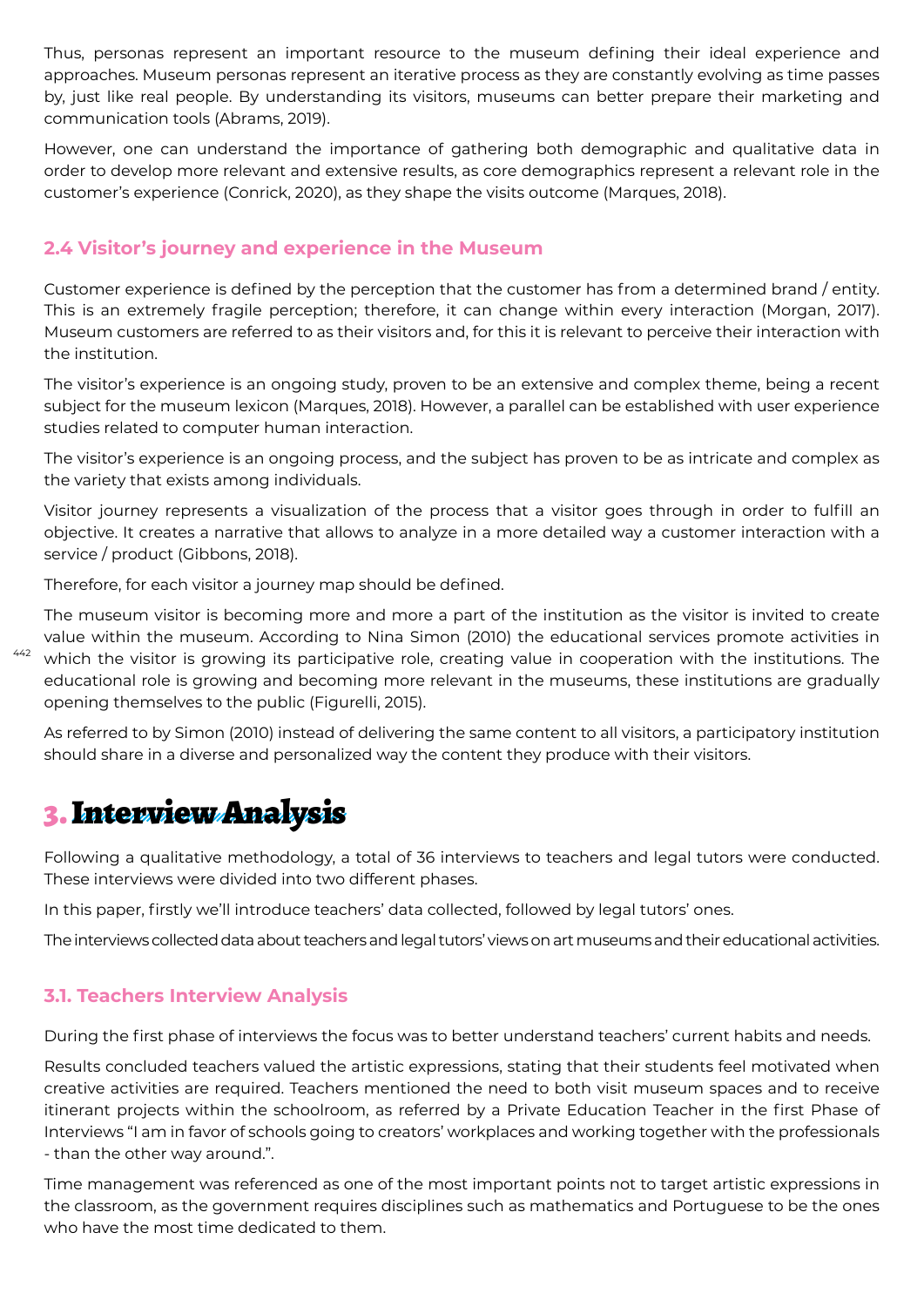Thus, personas represent an important resource to the museum defining their ideal experience and approaches. Museum personas represent an iterative process as they are constantly evolving as time passes by, just like real people. By understanding its visitors, museums can better prepare their marketing and communication tools (Abrams, 2019).

However, one can understand the importance of gathering both demographic and qualitative data in order to develop more relevant and extensive results, as core demographics represent a relevant role in the customer's experience (Conrick, 2020), as they shape the visits outcome (Marques, 2018).

### 2.4 Visitor's journey and experience in the Museum

Customer experience is defined by the perception that the customer has from a determined brand / entity. This is an extremely fragile perception; therefore, it can change within every interaction (Morgan, 2017). Museum customers are referred to as their visitors and, for this it is relevant to perceive their interaction with the institution.

The visitor's experience is an ongoing study, proven to be an extensive and complex theme, being a recent subject for the museum lexicon (Marques, 2018). However, a parallel can be established with user experience studies related to computer human interaction.

The visitor's experience is an ongoing process, and the subject has proven to be as intricate and complex as the variety that exists among individuals.

Visitor journey represents a visualization of the process that a visitor goes through in order to fulfill an objective. It creates a narrative that allows to analyze in a more detailed way a customer interaction with a service / product (Gibbons, 2018).

Therefore, for each visitor a journey map should be defined.

The museum visitor is becoming more and more a part of the institution as the visitor is invited to create value within the museum. According to Nina Simon (2010) the educational services promote activities in which the visitor is growing its participative role, creating value in cooperation with the institutions. The educational role is growing and becoming more relevant in the museums, these institutions are gradually opening themselves to the public (Figurelli, 2015).

As referred to by Simon (2010) instead of delivering the same content to all visitors, a participatory institution should share in a diverse and personalized way the content they produce with their visitors.

## 3. Interview Analysis

Following a qualitative methodology, a total of 36 interviews to teachers and legal tutors were conducted. These interviews were divided into two different phases.

In this paper, firstly we'll introduce teachers' data collected, followed by legal tutors' ones.

The interviews collected data about teachers and legal tutors' views on art museums and their educational activities.

### 3.1. Teachers Interview Analysis

During the first phase of interviews the focus was to better understand teachers' current habits and needs.

Results concluded teachers valued the artistic expressions, stating that their students feel motivated when creative activities are required. Teachers mentioned the need to both visit museum spaces and to receive itinerant projects within the schoolroom, as referred by a Private Education Teacher in the first Phase of Interviews "I am in favor of schools going to creators' workplaces and working together with the professionals - than the other way around.".

Time management was referenced as one of the most important points not to target artistic expressions in the classroom, as the government requires disciplines such as mathematics and Portuguese to be the ones who have the most time dedicated to them.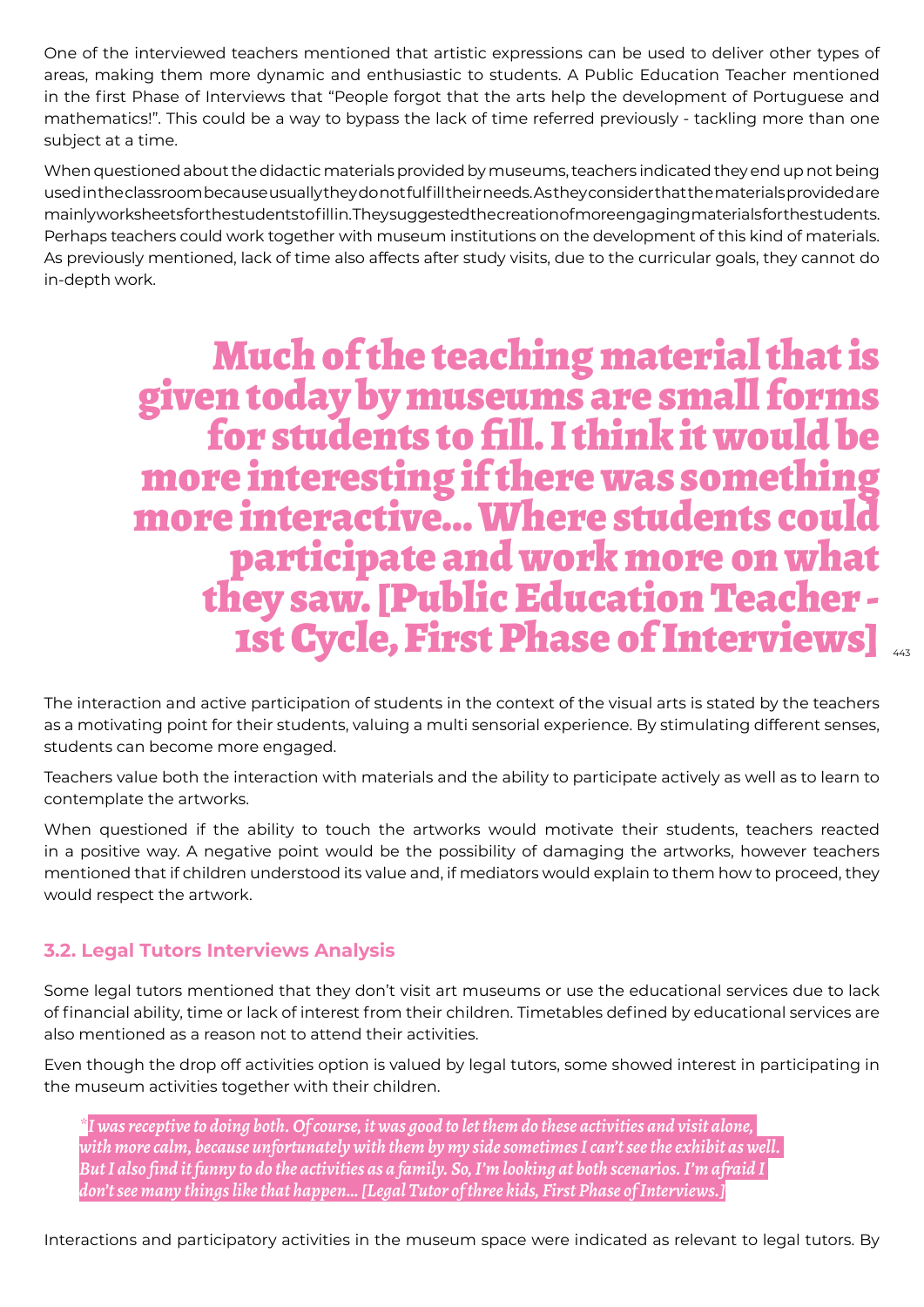One of the interviewed teachers mentioned that artistic expressions can be used to deliver other types of areas, making them more dynamic and enthusiastic to students. A Public Education Teacher mentioned in the first Phase of Interviews that "People forgot that the arts help the development of Portuguese and mathematics!". This could be a way to bypass the lack of time referred previously - tackling more than one subject at a time.

When questioned about the didactic materials provided by museums, teachers indicated they end up not being used in the classroom because usually they do not fulfill their needs. As they consider that the materials provided are mainly worksheets for the students to fill in. They suggested the creation of more engaging materials for the students. Perhaps teachers could work together with museum institutions on the development of this kind of materials. As previously mentioned, lack of time also affects after study visits, due to the curricular goals, they cannot do in-depth work.

> **Much of the teaching material that is given today by museums are small forms for students to fill. I think it would be more interesting if there was something more interactive... Where students could participate and work more on what they saw. [Public Education Teacher - 1st Cycle, First Phase of Interviews]**

The interaction and active participation of students in the context of the visual arts is stated by the teachers as a motivating point for their students, valuing a multi sensorial experience. By stimulating different senses, students can become more engaged.

Teachers value both the interaction with materials and the ability to participate actively as well as to learn to contemplate the artworks.

When questioned if the ability to touch the artworks would motivate their students, teachers reacted in a positive way. A negative point would be the possibility of damaging the artworks, however teachers mentioned that if children understood its value and, if mediators would explain to them how to proceed, they would respect the artwork.

### 3.2. Legal Tutors Interviews Analysis

Some legal tutors mentioned that they don't visit art museums or use the educational services due to lack of financial ability, time or lack of interest from their children. Timetables defined by educational services are also mentioned as a reason not to attend their activities.

Even though the drop off activities option is valued by legal tutors, some showed interest in participating in the museum activities together with their children.

> *"I was receptive to doing both. Of course, it was good to let them do these activities and visit alone, with more calm, because unfortunately with them by my side sometimes I can't see the exhibit as well. But I also find it funny to do the activities as a family. So, I'm looking at both scenarios. I'm afraid I don't see many things like that happen... [Legal Tutor of three kids, First Phase of Interviews.]*

Interactions and participatory activities in the museum space were indicated as relevant to legal tutors. By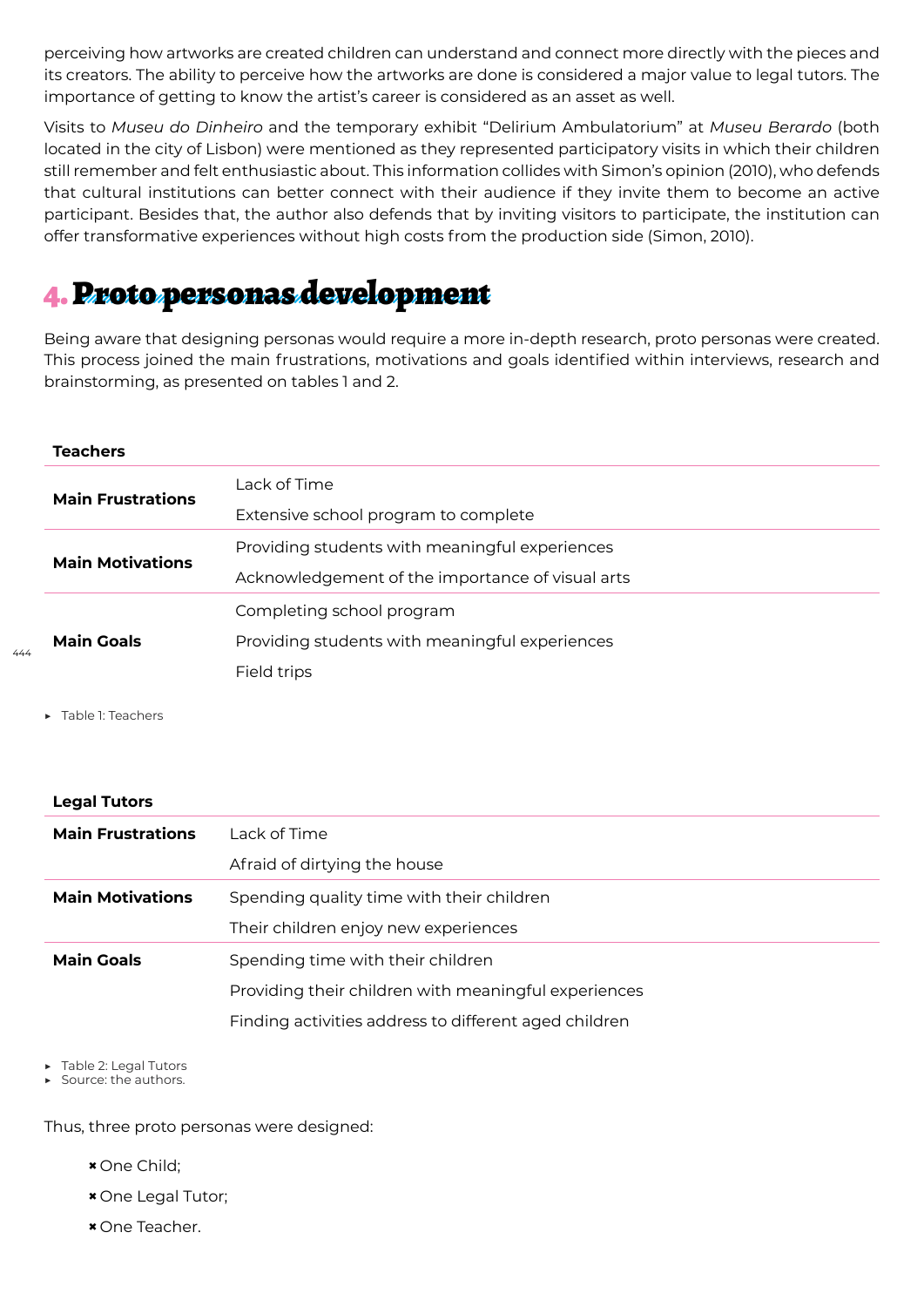perceiving how artworks are created children can understand and connect more directly with the pieces and its creators. The ability to perceive how the artworks are done is considered a major value to legal tutors. The importance of getting to know the artist's career is considered as an asset as well.

Visits to *Museu do Dinheiro* and the temporary exhibit "Delirium Ambulatorium" at *Museu Berardo* (both located in the city of Lisbon) were mentioned as they represented participatory visits in which their children still remember and felt enthusiastic about. This information collides with Simon's opinion (2010), who defends that cultural institutions can better connect with their audience if they invite them to become an active participant. Besides that, the author also defends that by inviting visitors to participate, the institution can offer transformative experiences without high costs from the production side (Simon, 2010).

## 4. Proto personas development

Being aware that designing personas would require a more in-depth research, proto personas were created. This process joined the main frustrations, motivations and goals identified within interviews, research and brainstorming, as presented on tables 1 and 2.

| Teachers | |
|---|---|
| **Main Frustrations** | Lack of Time |
| | Extensive school program to complete |
| **Main Motivations** | Providing students with meaningful experiences |
| | Acknowledgement of the importance of visual arts |
| **Main Goals** | Completing school program |
| | Providing students with meaningful experiences |
| | Field trips |

Table 1: Teachers

| Legal Tutors | |
|---|---|
| **Main Frustrations** | Lack of Time |
| | Afraid of dirtying the house |
| **Main Motivations** | Spending quality time with their children |
| | Their children enjoy new experiences |
| **Main Goals** | Spending time with their children |
| | Providing their children with meaningful experiences |
| | Finding activities address to different aged children |

Table 2: Legal Tutors

Source: the authors.

Thus, three proto personas were designed:

- One Child;
- One Legal Tutor;
- One Teacher.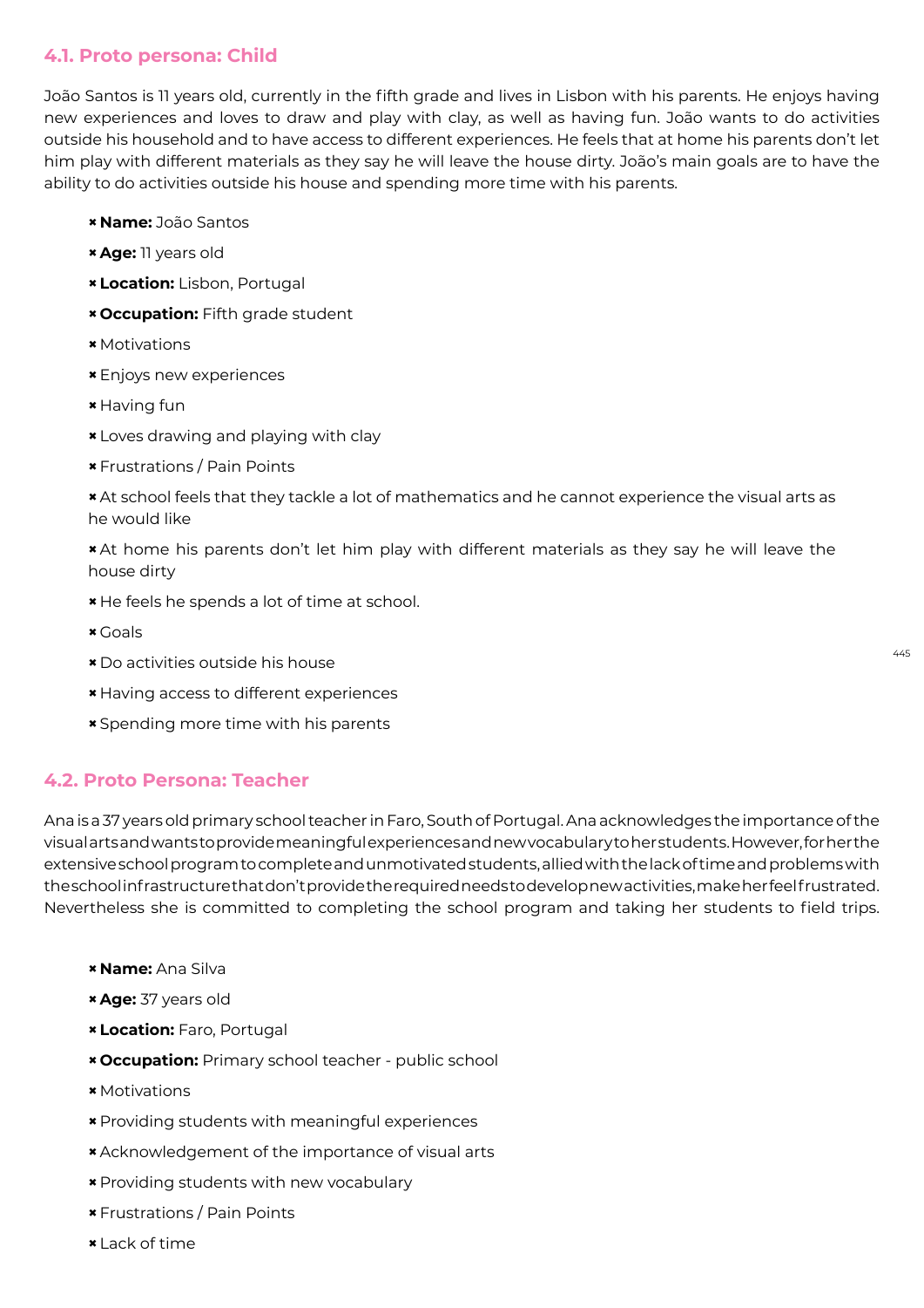## 4.1. Proto persona: Child

João Santos is 11 years old, currently in the fifth grade and lives in Lisbon with his parents. He enjoys having new experiences and loves to draw and play with clay, as well as having fun. João wants to do activities outside his household and to have access to different experiences. He feels that at home his parents don't let him play with different materials as they say he will leave the house dirty. João's main goals are to have the ability to do activities outside his house and spending more time with his parents.

- **Name:** João Santos
- **Age:** 11 years old
- **Location:** Lisbon, Portugal
- **Occupation:** Fifth grade student
- Motivations
- Enjoys new experiences
- Having fun
- Loves drawing and playing with clay
- Frustrations / Pain Points
- At school feels that they tackle a lot of mathematics and he cannot experience the visual arts as he would like
- At home his parents don't let him play with different materials as they say he will leave the house dirty
- He feels he spends a lot of time at school.
- Goals
- Do activities outside his house
- Having access to different experiences
- Spending more time with his parents

## 4.2. Proto Persona: Teacher

Ana is a 37 years old primary school teacher in Faro, South of Portugal. Ana acknowledges the importance of the visual arts and wants to provide meaningful experiences and new vocabulary to her students. However, for her the extensive school program to complete and unmotivated students, allied with the lack of time and problems with the school infrastructure that don't provide the required needs to develop new activities, make her feel frustrated. Nevertheless she is committed to completing the school program and taking her students to field trips.

- **Name:** Ana Silva
- **Age:** 37 years old
- **Location:** Faro, Portugal
- **Occupation:** Primary school teacher - public school
- Motivations
- Providing students with meaningful experiences
- Acknowledgement of the importance of visual arts
- Providing students with new vocabulary
- Frustrations / Pain Points
- Lack of time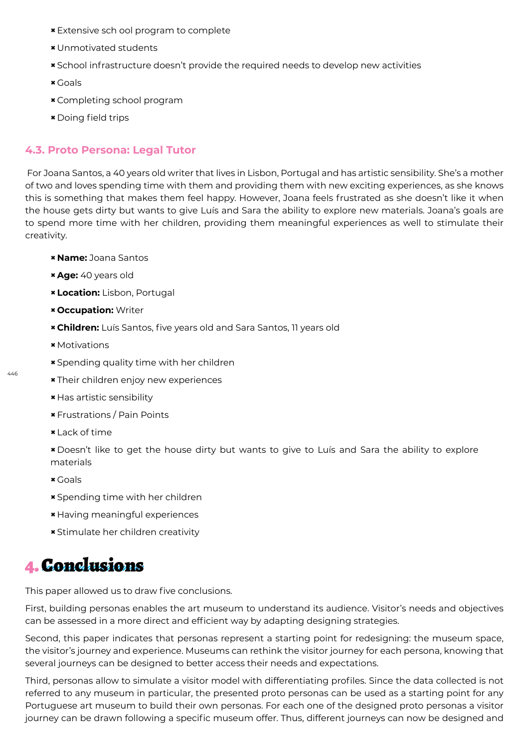- Extensive sch ool program to complete
- Unmotivated students
- School infrastructure doesn't provide the required needs to develop new activities
- Goals
- Completing school program
- Doing field trips

### 4.3. Proto Persona: Legal Tutor

For Joana Santos, a 40 years old writer that lives in Lisbon, Portugal and has artistic sensibility. She's a mother of two and loves spending time with them and providing them with new exciting experiences, as she knows this is something that makes them feel happy. However, Joana feels frustrated as she doesn't like it when the house gets dirty but wants to give Luís and Sara the ability to explore new materials. Joana's goals are to spend more time with her children, providing them meaningful experiences as well to stimulate their creativity.

- **Name:** Joana Santos
- **Age:** 40 years old
- **Location:** Lisbon, Portugal
- **Occupation:** Writer
- **Children:** Luís Santos, five years old and Sara Santos, 11 years old
- Motivations
- Spending quality time with her children
- Their children enjoy new experiences
- Has artistic sensibility
- Frustrations / Pain Points
- Lack of time
- Doesn't like to get the house dirty but wants to give to Luís and Sara the ability to explore materials
- Goals
- Spending time with her children
- Having meaningful experiences
- Stimulate her children creativity

## 4. Conclusions

This paper allowed us to draw five conclusions.

First, building personas enables the art museum to understand its audience. Visitor's needs and objectives can be assessed in a more direct and efficient way by adapting designing strategies.

Second, this paper indicates that personas represent a starting point for redesigning: the museum space, the visitor's journey and experience. Museums can rethink the visitor journey for each persona, knowing that several journeys can be designed to better access their needs and expectations.

Third, personas allow to simulate a visitor model with differentiating profiles. Since the data collected is not referred to any museum in particular, the presented proto personas can be used as a starting point for any Portuguese art museum to build their own personas. For each one of the designed proto personas a visitor journey can be drawn following a specific museum offer. Thus, different journeys can now be designed and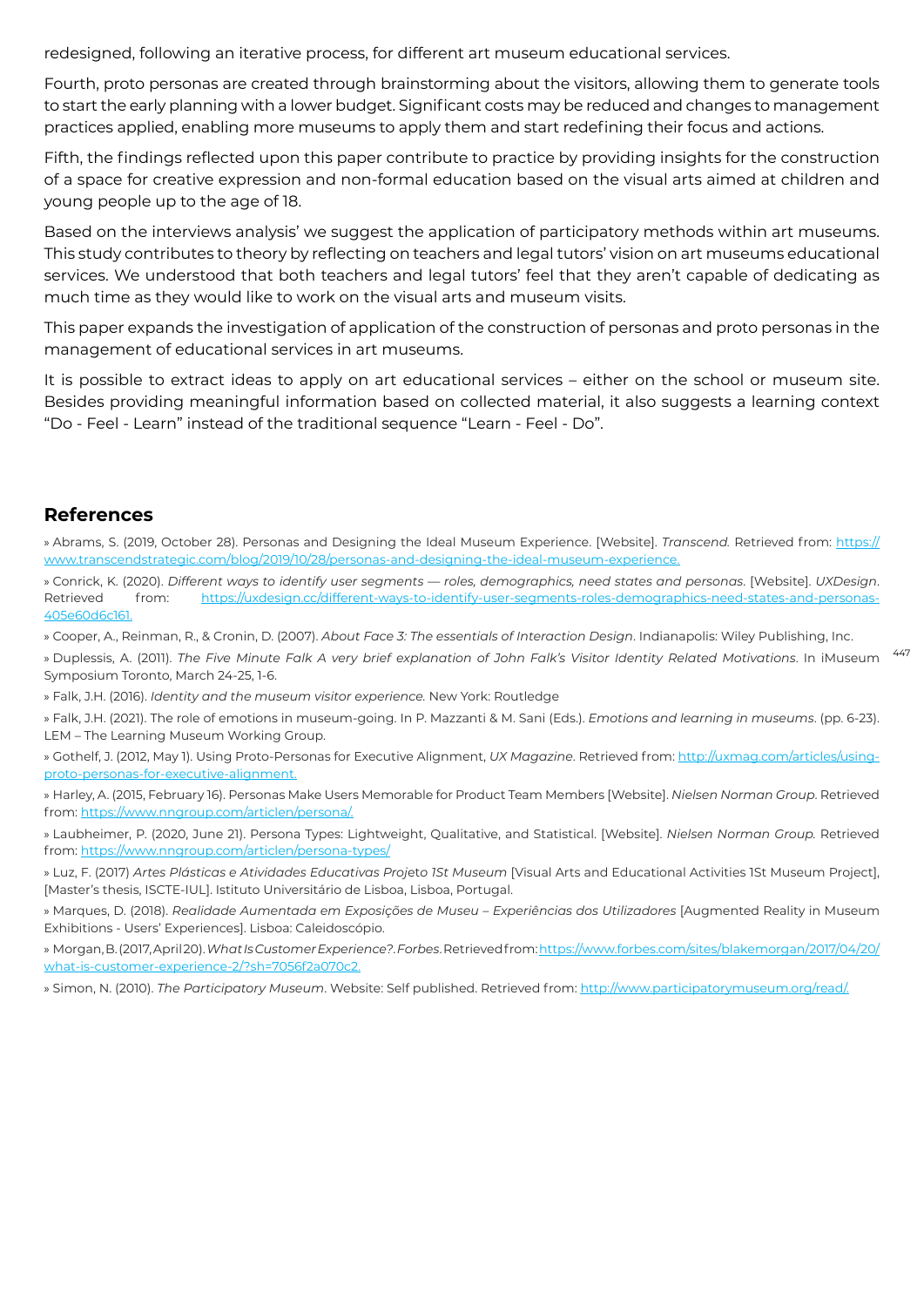redesigned, following an iterative process, for different art museum educational services.

Fourth, proto personas are created through brainstorming about the visitors, allowing them to generate tools to start the early planning with a lower budget. Significant costs may be reduced and changes to management practices applied, enabling more museums to apply them and start redefining their focus and actions.

Fifth, the findings reflected upon this paper contribute to practice by providing insights for the construction of a space for creative expression and non-formal education based on the visual arts aimed at children and young people up to the age of 18.

Based on the interviews analysis' we suggest the application of participatory methods within art museums. This study contributes to theory by reflecting on teachers and legal tutors' vision on art museums educational services. We understood that both teachers and legal tutors' feel that they aren't capable of dedicating as much time as they would like to work on the visual arts and museum visits.

This paper expands the investigation of application of the construction of personas and proto personas in the management of educational services in art museums.

It is possible to extract ideas to apply on art educational services – either on the school or museum site. Besides providing meaningful information based on collected material, it also suggests a learning context "Do - Feel - Learn" instead of the traditional sequence "Learn - Feel - Do".

## References

» Abrams, S. (2019, October 28). Personas and Designing the Ideal Museum Experience. [Website]. *Transcend.* Retrieved from: https://www.transcendstrategic.com/blog/2019/10/28/personas-and-designing-the-ideal-museum-experience.

» Conrick, K. (2020). *Different ways to identify user segments — roles, demographics, need states and personas*. [Website]. *UXDesign*. Retrieved from: https://uxdesign.cc/different-ways-to-identify-user-segments-roles-demographics-need-states-and-personas-405e60d6c161.

» Cooper, A., Reinman, R., & Cronin, D. (2007). *About Face 3: The essentials of Interaction Design*. Indianapolis: Wiley Publishing, Inc.

» Duplessis, A. (2011). *The Five Minute Falk A very brief explanation of John Falk's Visitor Identity Related Motivations*. In iMuseum Symposium Toronto, March 24-25, 1-6.

» Falk, J.H. (2016). *Identity and the museum visitor experience.* New York: Routledge

» Falk, J.H. (2021). The role of emotions in museum-going. In P. Mazzanti & M. Sani (Eds.). *Emotions and learning in museums*. (pp. 6-23). LEM – The Learning Museum Working Group.

» Gothelf, J. (2012, May 1). Using Proto-Personas for Executive Alignment, *UX Magazine*. Retrieved from: http://uxmag.com/articles/using-proto-personas-for-executive-alignment.

» Harley, A. (2015, February 16). Personas Make Users Memorable for Product Team Members [Website]. *Nielsen Norman Group*. Retrieved from: https://www.nngroup.com/articlen/persona/.

» Laubheimer, P. (2020, June 21). Persona Types: Lightweight, Qualitative, and Statistical. [Website]. *Nielsen Norman Group.* Retrieved from: https://www.nngroup.com/articlen/persona-types/

» Luz, F. (2017) *Artes Plásticas e Atividades Educativas Projeto 1St Museum* [Visual Arts and Educational Activities 1St Museum Project], [Master's thesis, ISCTE-IUL]. Istituto Universitário de Lisboa, Lisboa, Portugal.

» Marques, D. (2018). *Realidade Aumentada em Exposições de Museu – Experiências dos Utilizadores* [Augmented Reality in Museum Exhibitions - Users' Experiences]. Lisboa: Caleidoscópio.

» Morgan, B. (2017, April 20). *What Is Customer Experience?*. *Forbes*. Retrieved from: https://www.forbes.com/sites/blakemorgan/2017/04/20/what-is-customer-experience-2/?sh=7056f2a070c2.

» Simon, N. (2010). *The Participatory Museum*. Website: Self published. Retrieved from: http://www.participatorymuseum.org/read/.